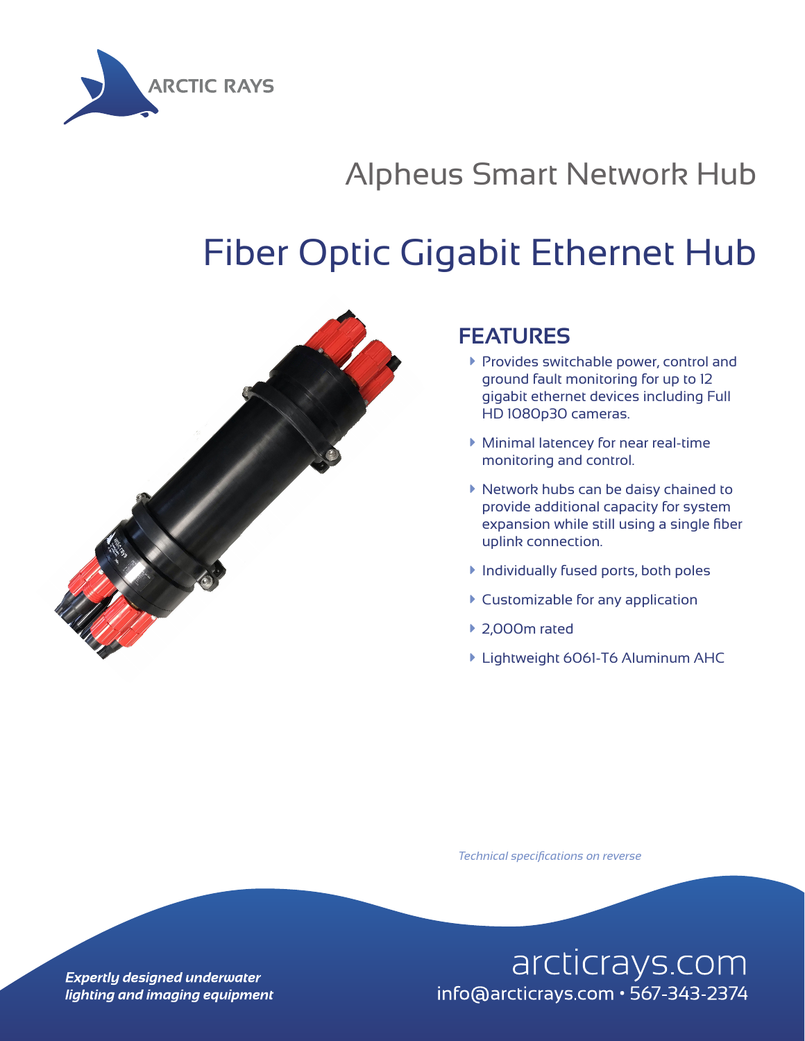ARCTIC RAYS

# Alpheus Smart Network Hub

# Fiber Optic Gigabit Ethernet Hub

## FEATURES

- Provides switchable power, control and ground fault monitoring for up to 12 gigabit ethernet devices including Full HD 1080p30 cameras.
- Minimal latencey for near real-time monitoring and control.
- Network hubs can be daisy chained to provide additional capacity for system expansion while still using a single fiber uplink connection.
- Individually fused ports, both poles
- Customizable for any application
- 2,000m rated
- Lightweight 6061-T6 Aluminum AHC

*Technical specifications on reverse*

***Expertly designed underwater lighting and imaging equipment***

arcticrays.com
info@arcticrays.com • 567-343-2374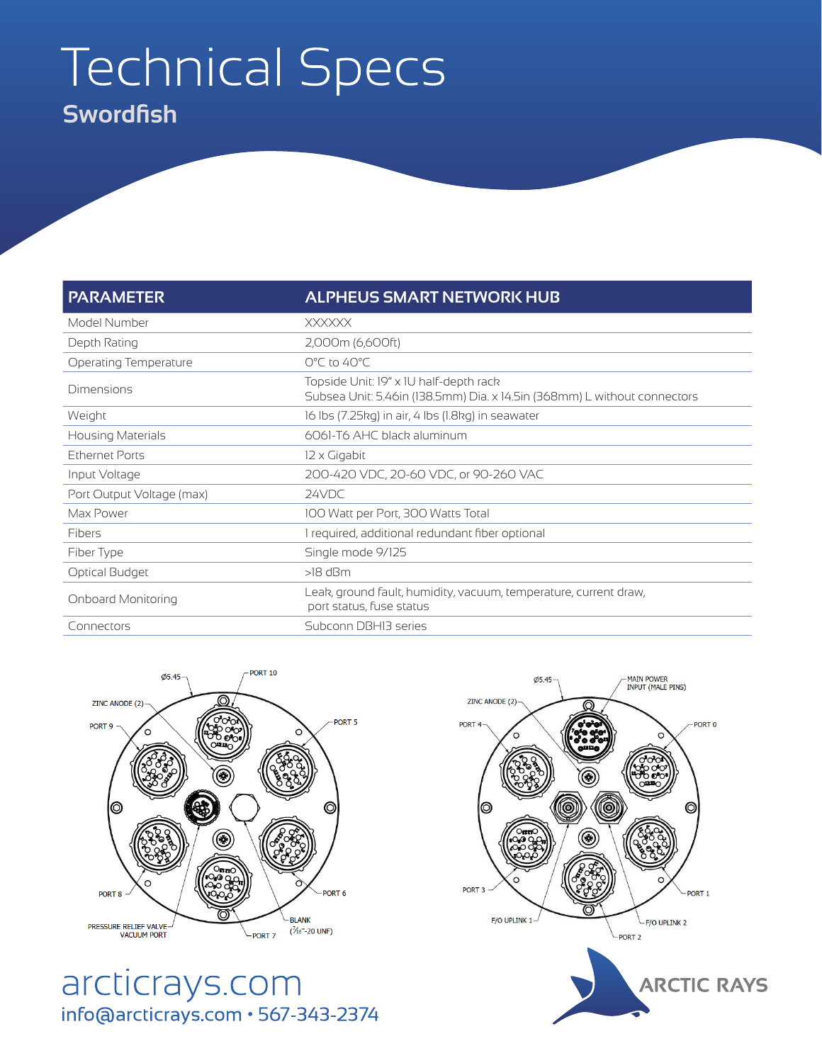# Technical Specs

## Swordfish

| PARAMETER | ALPHEUS SMART NETWORK HUB |
|---|---|
| Model Number | XXXXXX |
| Depth Rating | 2,000m (6,600ft) |
| Operating Temperature | 0°C to 40°C |
| Dimensions | Topside Unit: 19" x 1U half-depth rack<br>Subsea Unit: 5.46in (138.5mm) Dia. x 14.5in (368mm) L without connectors |
| Weight | 16 lbs (7.25kg) in air, 4 lbs (1.8kg) in seawater |
| Housing Materials | 6061-T6 AHC black aluminum |
| Ethernet Ports | 12 x Gigabit |
| Input Voltage | 200-420 VDC, 20-60 VDC, or 90-260 VAC |
| Port Output Voltage (max) | 24VDC |
| Max Power | 100 Watt per Port, 300 Watts Total |
| Fibers | 1 required, additional redundant fiber optional |
| Fiber Type | Single mode 9/125 |
| Optical Budget | >18 dBm |
| Onboard Monitoring | Leak, ground fault, humidity, vacuum, temperature, current draw, port status, fuse status |
| Connectors | Subconn DBH13 series |

Ø5.45
PORT 10
ZINC ANODE (2)
PORT 9
PORT 5
PORT 8
PORT 6
PRESSURE RELIEF VALVE
VACUUM PORT
PORT 7
BLANK
(7/16"-20 UNF)

Ø5.45
MAIN POWER
INPUT (MALE PINS)
ZINC ANODE (2)
PORT 4
PORT 0
PORT 3
PORT 1
F/O UPLINK 1
F/O UPLINK 2
PORT 2

arcticrays.com
info@arcticrays.com • 567-343-2374

ARCTIC RAYS